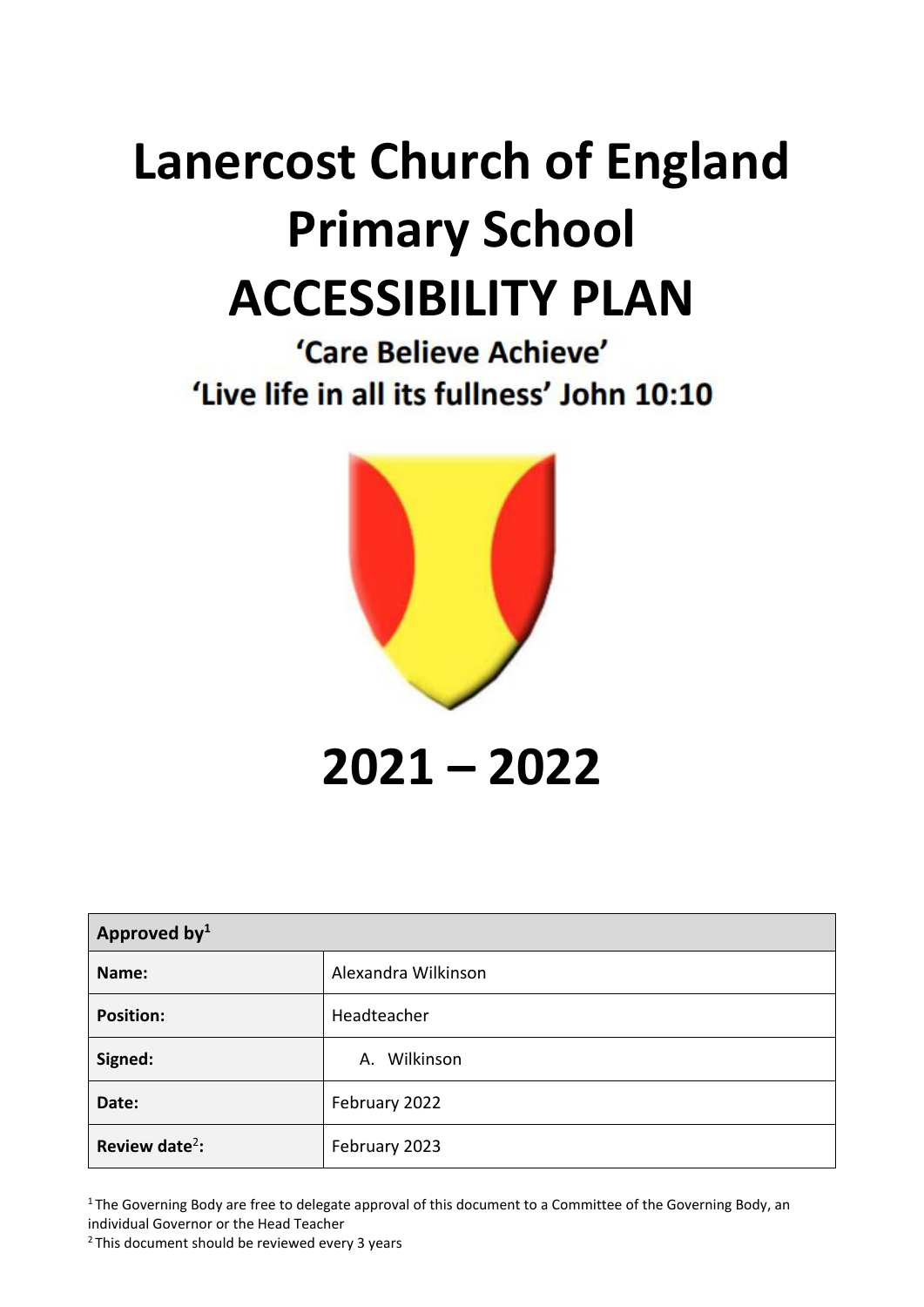# Lanercost Church of England Primary School ACCESSIBILITY PLAN

**'Care Believe Achieve'**

**'Live life in all its fullness' John 10:10**

# 2021 – 2022

| Approved by[1] | |
|---|---|
| **Name:** | Alexandra Wilkinson |
| **Position:** | Headteacher |
| **Signed:** | A. Wilkinson |
| **Date:** | February 2022 |
| **Review date[2]:** | February 2023 |

[1] The Governing Body are free to delegate approval of this document to a Committee of the Governing Body, an individual Governor or the Head Teacher

[2] This document should be reviewed every 3 years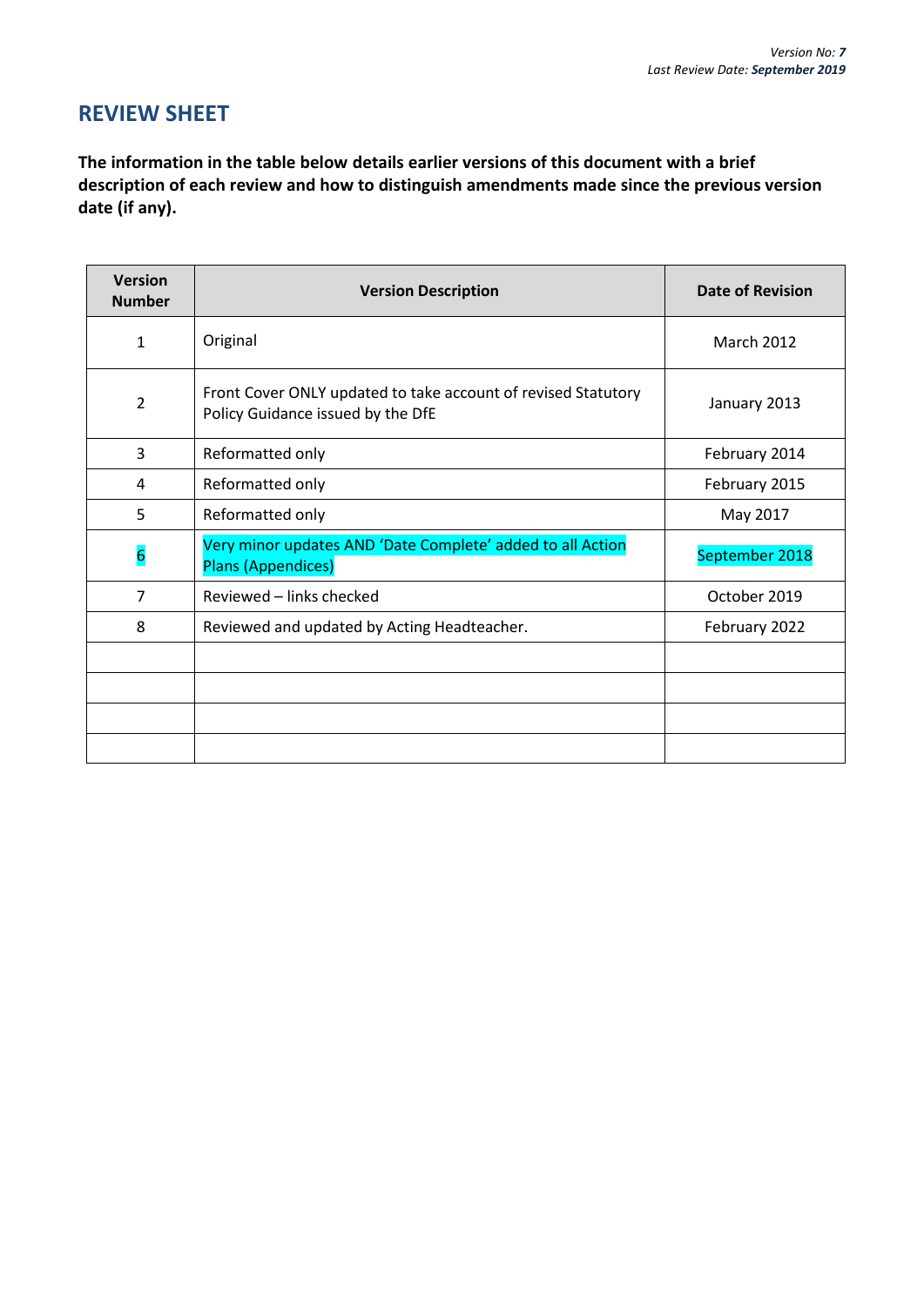## REVIEW SHEET

**The information in the table below details earlier versions of this document with a brief description of each review and how to distinguish amendments made since the previous version date (if any).**

| Version Number | Version Description | Date of Revision |
|---|---|---|
| 1 | Original | March 2012 |
| 2 | Front Cover ONLY updated to take account of revised Statutory Policy Guidance issued by the DfE | January 2013 |
| 3 | Reformatted only | February 2014 |
| 4 | Reformatted only | February 2015 |
| 5 | Reformatted only | May 2017 |
| 6 | Very minor updates AND 'Date Complete' added to all Action Plans (Appendices) | September 2018 |
| 7 | Reviewed – links checked | October 2019 |
| 8 | Reviewed and updated by Acting Headteacher. | February 2022 |
| | | |
| | | |
| | | |
| | | |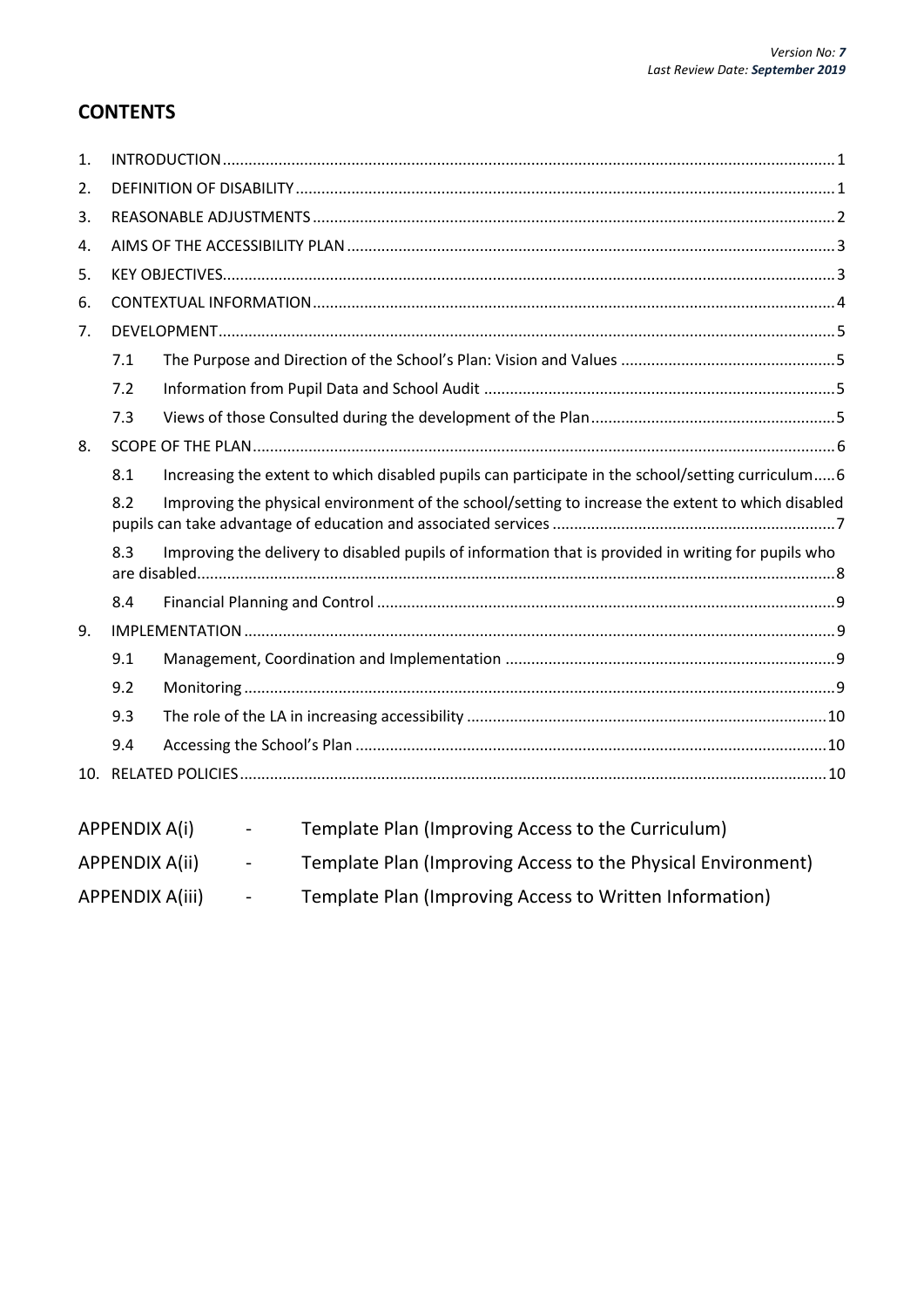## CONTENTS

1. INTRODUCTION ..... 1
2. DEFINITION OF DISABILITY ..... 1
3. REASONABLE ADJUSTMENTS ..... 2
4. AIMS OF THE ACCESSIBILITY PLAN ..... 3
5. KEY OBJECTIVES ..... 3
6. CONTEXTUAL INFORMATION ..... 4
7. DEVELOPMENT ..... 5
   - 7.1 The Purpose and Direction of the School's Plan: Vision and Values ..... 5
   - 7.2 Information from Pupil Data and School Audit ..... 5
   - 7.3 Views of those Consulted during the development of the Plan ..... 5
8. SCOPE OF THE PLAN ..... 6
   - 8.1 Increasing the extent to which disabled pupils can participate in the school/setting curriculum ..... 6
   - 8.2 Improving the physical environment of the school/setting to increase the extent to which disabled pupils can take advantage of education and associated services ..... 7
   - 8.3 Improving the delivery to disabled pupils of information that is provided in writing for pupils who are disabled ..... 8
   - 8.4 Financial Planning and Control ..... 9
9. IMPLEMENTATION ..... 9
   - 9.1 Management, Coordination and Implementation ..... 9
   - 9.2 Monitoring ..... 9
   - 9.3 The role of the LA in increasing accessibility ..... 10
   - 9.4 Accessing the School's Plan ..... 10
10. RELATED POLICIES ..... 10

APPENDIX A(i) - Template Plan (Improving Access to the Curriculum)

APPENDIX A(ii) - Template Plan (Improving Access to the Physical Environment)

APPENDIX A(iii) - Template Plan (Improving Access to Written Information)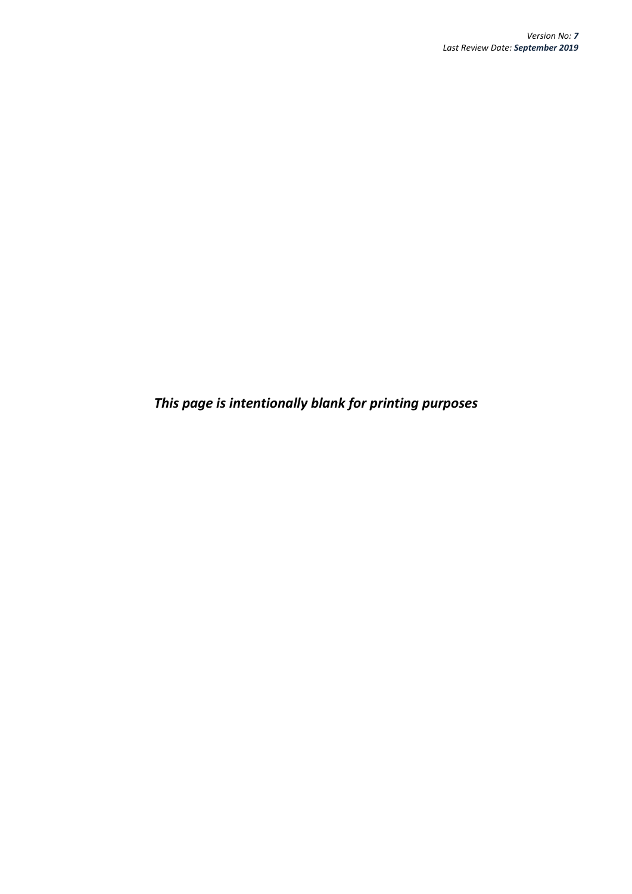***This page is intentionally blank for printing purposes***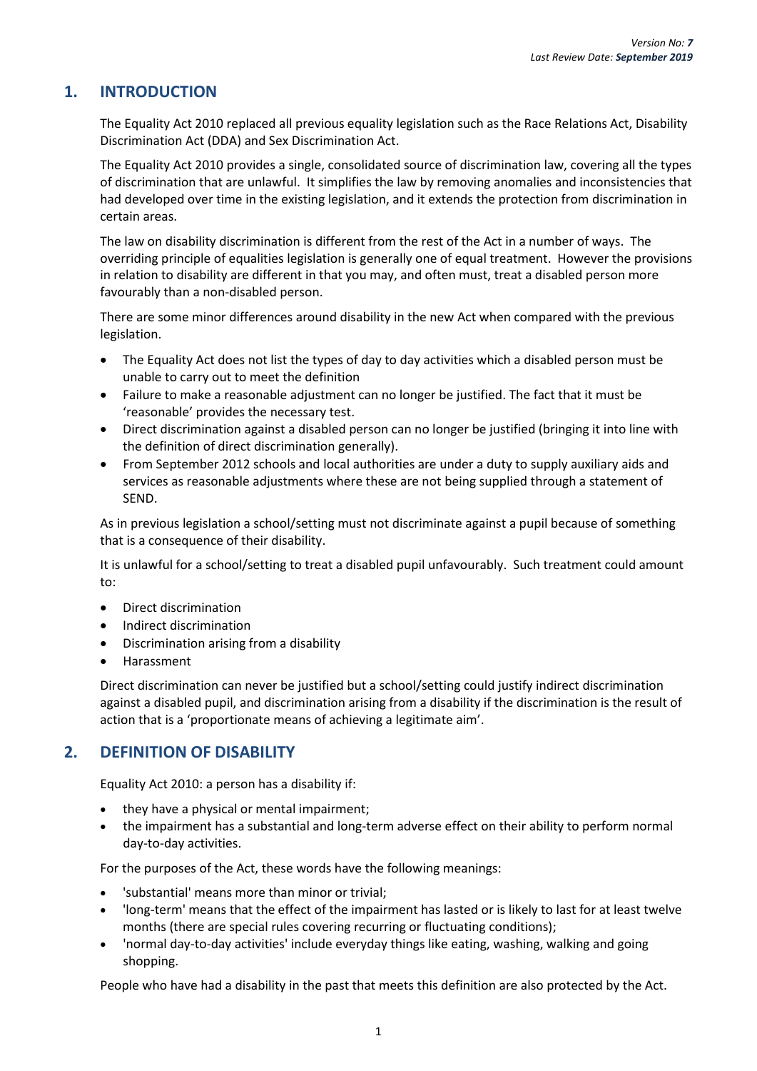## 1. INTRODUCTION

The Equality Act 2010 replaced all previous equality legislation such as the Race Relations Act, Disability Discrimination Act (DDA) and Sex Discrimination Act.

The Equality Act 2010 provides a single, consolidated source of discrimination law, covering all the types of discrimination that are unlawful. It simplifies the law by removing anomalies and inconsistencies that had developed over time in the existing legislation, and it extends the protection from discrimination in certain areas.

The law on disability discrimination is different from the rest of the Act in a number of ways. The overriding principle of equalities legislation is generally one of equal treatment. However the provisions in relation to disability are different in that you may, and often must, treat a disabled person more favourably than a non-disabled person.

There are some minor differences around disability in the new Act when compared with the previous legislation.

- The Equality Act does not list the types of day to day activities which a disabled person must be unable to carry out to meet the definition
- Failure to make a reasonable adjustment can no longer be justified. The fact that it must be 'reasonable' provides the necessary test.
- Direct discrimination against a disabled person can no longer be justified (bringing it into line with the definition of direct discrimination generally).
- From September 2012 schools and local authorities are under a duty to supply auxiliary aids and services as reasonable adjustments where these are not being supplied through a statement of SEND.

As in previous legislation a school/setting must not discriminate against a pupil because of something that is a consequence of their disability.

It is unlawful for a school/setting to treat a disabled pupil unfavourably. Such treatment could amount to:

- Direct discrimination
- Indirect discrimination
- Discrimination arising from a disability
- Harassment

Direct discrimination can never be justified but a school/setting could justify indirect discrimination against a disabled pupil, and discrimination arising from a disability if the discrimination is the result of action that is a 'proportionate means of achieving a legitimate aim'.

## 2. DEFINITION OF DISABILITY

Equality Act 2010: a person has a disability if:

- they have a physical or mental impairment;
- the impairment has a substantial and long-term adverse effect on their ability to perform normal day-to-day activities.

For the purposes of the Act, these words have the following meanings:

- 'substantial' means more than minor or trivial;
- 'long-term' means that the effect of the impairment has lasted or is likely to last for at least twelve months (there are special rules covering recurring or fluctuating conditions);
- 'normal day-to-day activities' include everyday things like eating, washing, walking and going shopping.

People who have had a disability in the past that meets this definition are also protected by the Act.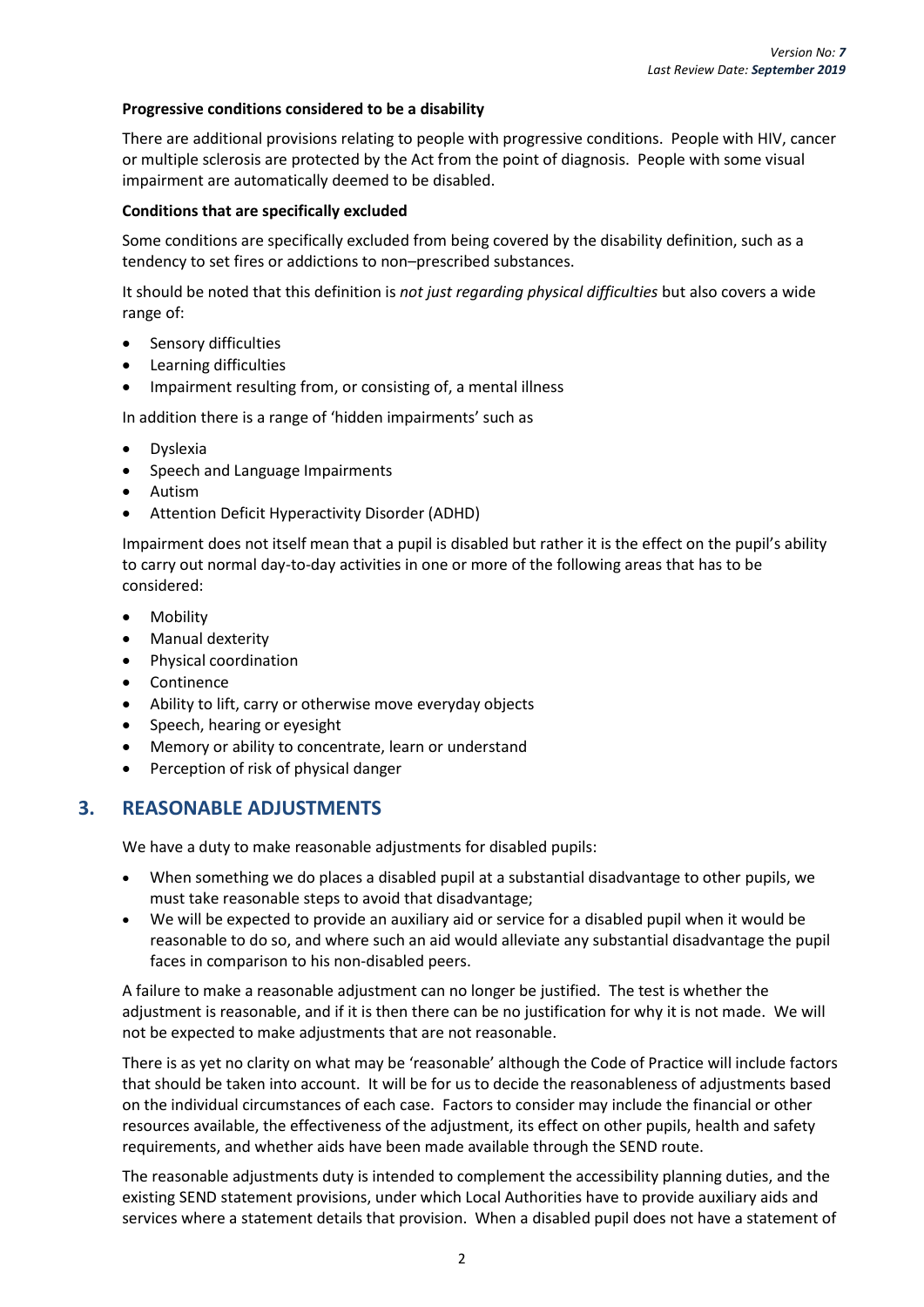**Progressive conditions considered to be a disability**

There are additional provisions relating to people with progressive conditions. People with HIV, cancer or multiple sclerosis are protected by the Act from the point of diagnosis. People with some visual impairment are automatically deemed to be disabled.

**Conditions that are specifically excluded**

Some conditions are specifically excluded from being covered by the disability definition, such as a tendency to set fires or addictions to non–prescribed substances.

It should be noted that this definition is *not just regarding physical difficulties* but also covers a wide range of:

- Sensory difficulties
- Learning difficulties
- Impairment resulting from, or consisting of, a mental illness

In addition there is a range of 'hidden impairments' such as

- Dyslexia
- Speech and Language Impairments
- Autism
- Attention Deficit Hyperactivity Disorder (ADHD)

Impairment does not itself mean that a pupil is disabled but rather it is the effect on the pupil's ability to carry out normal day-to-day activities in one or more of the following areas that has to be considered:

- Mobility
- Manual dexterity
- Physical coordination
- Continence
- Ability to lift, carry or otherwise move everyday objects
- Speech, hearing or eyesight
- Memory or ability to concentrate, learn or understand
- Perception of risk of physical danger

## 3. REASONABLE ADJUSTMENTS

We have a duty to make reasonable adjustments for disabled pupils:

- When something we do places a disabled pupil at a substantial disadvantage to other pupils, we must take reasonable steps to avoid that disadvantage;
- We will be expected to provide an auxiliary aid or service for a disabled pupil when it would be reasonable to do so, and where such an aid would alleviate any substantial disadvantage the pupil faces in comparison to his non-disabled peers.

A failure to make a reasonable adjustment can no longer be justified. The test is whether the adjustment is reasonable, and if it is then there can be no justification for why it is not made. We will not be expected to make adjustments that are not reasonable.

There is as yet no clarity on what may be 'reasonable' although the Code of Practice will include factors that should be taken into account. It will be for us to decide the reasonableness of adjustments based on the individual circumstances of each case. Factors to consider may include the financial or other resources available, the effectiveness of the adjustment, its effect on other pupils, health and safety requirements, and whether aids have been made available through the SEND route.

The reasonable adjustments duty is intended to complement the accessibility planning duties, and the existing SEND statement provisions, under which Local Authorities have to provide auxiliary aids and services where a statement details that provision. When a disabled pupil does not have a statement of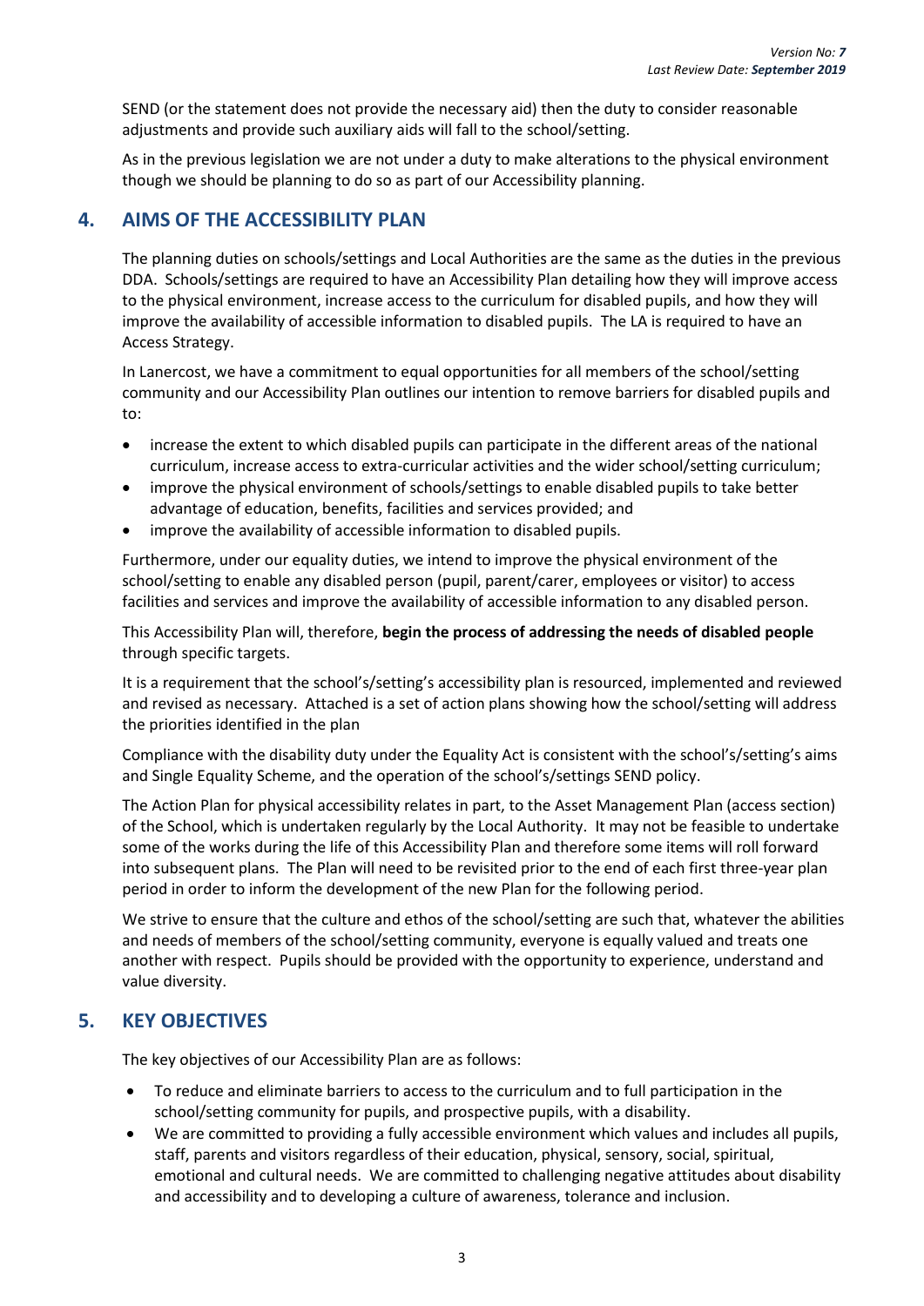SEND (or the statement does not provide the necessary aid) then the duty to consider reasonable adjustments and provide such auxiliary aids will fall to the school/setting.

As in the previous legislation we are not under a duty to make alterations to the physical environment though we should be planning to do so as part of our Accessibility planning.

## 4. AIMS OF THE ACCESSIBILITY PLAN

The planning duties on schools/settings and Local Authorities are the same as the duties in the previous DDA. Schools/settings are required to have an Accessibility Plan detailing how they will improve access to the physical environment, increase access to the curriculum for disabled pupils, and how they will improve the availability of accessible information to disabled pupils. The LA is required to have an Access Strategy.

In Lanercost, we have a commitment to equal opportunities for all members of the school/setting community and our Accessibility Plan outlines our intention to remove barriers for disabled pupils and to:

- increase the extent to which disabled pupils can participate in the different areas of the national curriculum, increase access to extra-curricular activities and the wider school/setting curriculum;
- improve the physical environment of schools/settings to enable disabled pupils to take better advantage of education, benefits, facilities and services provided; and
- improve the availability of accessible information to disabled pupils.

Furthermore, under our equality duties, we intend to improve the physical environment of the school/setting to enable any disabled person (pupil, parent/carer, employees or visitor) to access facilities and services and improve the availability of accessible information to any disabled person.

This Accessibility Plan will, therefore, **begin the process of addressing the needs of disabled people** through specific targets.

It is a requirement that the school's/setting's accessibility plan is resourced, implemented and reviewed and revised as necessary. Attached is a set of action plans showing how the school/setting will address the priorities identified in the plan

Compliance with the disability duty under the Equality Act is consistent with the school's/setting's aims and Single Equality Scheme, and the operation of the school's/settings SEND policy.

The Action Plan for physical accessibility relates in part, to the Asset Management Plan (access section) of the School, which is undertaken regularly by the Local Authority. It may not be feasible to undertake some of the works during the life of this Accessibility Plan and therefore some items will roll forward into subsequent plans. The Plan will need to be revisited prior to the end of each first three-year plan period in order to inform the development of the new Plan for the following period.

We strive to ensure that the culture and ethos of the school/setting are such that, whatever the abilities and needs of members of the school/setting community, everyone is equally valued and treats one another with respect. Pupils should be provided with the opportunity to experience, understand and value diversity.

## 5. KEY OBJECTIVES

The key objectives of our Accessibility Plan are as follows:

- To reduce and eliminate barriers to access to the curriculum and to full participation in the school/setting community for pupils, and prospective pupils, with a disability.
- We are committed to providing a fully accessible environment which values and includes all pupils, staff, parents and visitors regardless of their education, physical, sensory, social, spiritual, emotional and cultural needs. We are committed to challenging negative attitudes about disability and accessibility and to developing a culture of awareness, tolerance and inclusion.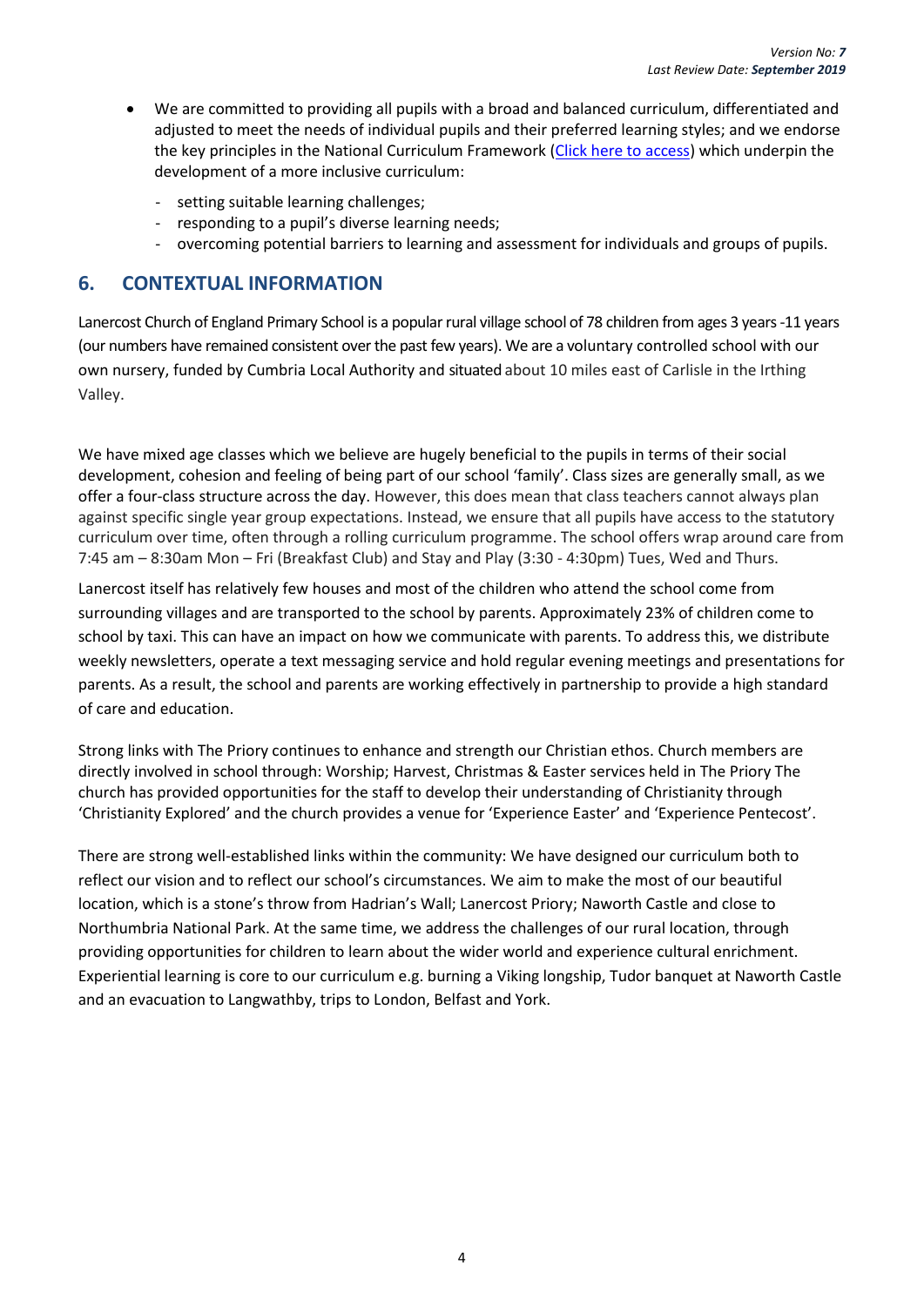- We are committed to providing all pupils with a broad and balanced curriculum, differentiated and adjusted to meet the needs of individual pupils and their preferred learning styles; and we endorse the key principles in the National Curriculum Framework ([Click here to access]()) which underpin the development of a more inclusive curriculum:
  - setting suitable learning challenges;
  - responding to a pupil's diverse learning needs;
  - overcoming potential barriers to learning and assessment for individuals and groups of pupils.

## 6. CONTEXTUAL INFORMATION

Lanercost Church of England Primary School is a popular rural village school of 78 children from ages 3 years -11 years (our numbers have remained consistent over the past few years). We are a voluntary controlled school with our own nursery, funded by Cumbria Local Authority and situated about 10 miles east of Carlisle in the Irthing Valley.

We have mixed age classes which we believe are hugely beneficial to the pupils in terms of their social development, cohesion and feeling of being part of our school 'family'. Class sizes are generally small, as we offer a four-class structure across the day. However, this does mean that class teachers cannot always plan against specific single year group expectations. Instead, we ensure that all pupils have access to the statutory curriculum over time, often through a rolling curriculum programme. The school offers wrap around care from 7:45 am – 8:30am Mon – Fri (Breakfast Club) and Stay and Play (3:30 - 4:30pm) Tues, Wed and Thurs.

Lanercost itself has relatively few houses and most of the children who attend the school come from surrounding villages and are transported to the school by parents. Approximately 23% of children come to school by taxi. This can have an impact on how we communicate with parents. To address this, we distribute weekly newsletters, operate a text messaging service and hold regular evening meetings and presentations for parents. As a result, the school and parents are working effectively in partnership to provide a high standard of care and education.

Strong links with The Priory continues to enhance and strength our Christian ethos. Church members are directly involved in school through: Worship; Harvest, Christmas & Easter services held in The Priory The church has provided opportunities for the staff to develop their understanding of Christianity through 'Christianity Explored' and the church provides a venue for 'Experience Easter' and 'Experience Pentecost'.

There are strong well-established links within the community: We have designed our curriculum both to reflect our vision and to reflect our school's circumstances. We aim to make the most of our beautiful location, which is a stone's throw from Hadrian's Wall; Lanercost Priory; Naworth Castle and close to Northumbria National Park. At the same time, we address the challenges of our rural location, through providing opportunities for children to learn about the wider world and experience cultural enrichment. Experiential learning is core to our curriculum e.g. burning a Viking longship, Tudor banquet at Naworth Castle and an evacuation to Langwathby, trips to London, Belfast and York.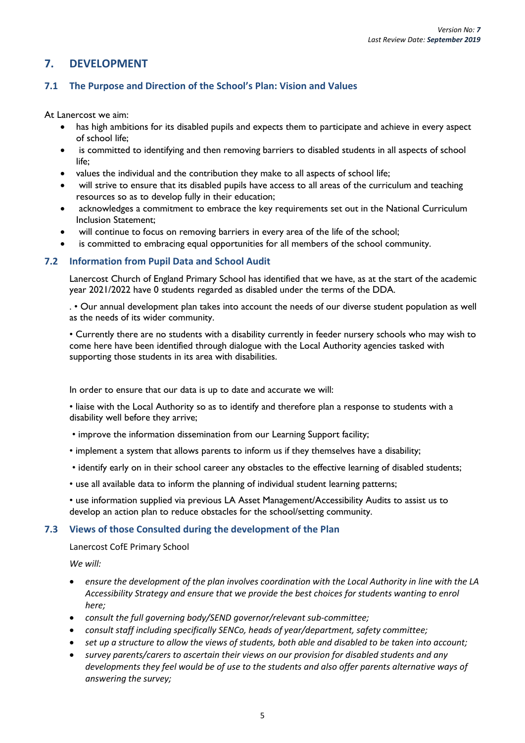## 7. DEVELOPMENT

### 7.1 The Purpose and Direction of the School's Plan: Vision and Values

At Lanercost we aim:

- has high ambitions for its disabled pupils and expects them to participate and achieve in every aspect of school life;
- is committed to identifying and then removing barriers to disabled students in all aspects of school life;
- values the individual and the contribution they make to all aspects of school life;
- will strive to ensure that its disabled pupils have access to all areas of the curriculum and teaching resources so as to develop fully in their education;
- acknowledges a commitment to embrace the key requirements set out in the National Curriculum Inclusion Statement;
- will continue to focus on removing barriers in every area of the life of the school;
- is committed to embracing equal opportunities for all members of the school community.

### 7.2 Information from Pupil Data and School Audit

Lanercost Church of England Primary School has identified that we have, as at the start of the academic year 2021/2022 have 0 students regarded as disabled under the terms of the DDA.

. • Our annual development plan takes into account the needs of our diverse student population as well as the needs of its wider community.

• Currently there are no students with a disability currently in feeder nursery schools who may wish to come here have been identified through dialogue with the Local Authority agencies tasked with supporting those students in its area with disabilities.

In order to ensure that our data is up to date and accurate we will:

• liaise with the Local Authority so as to identify and therefore plan a response to students with a disability well before they arrive;

• improve the information dissemination from our Learning Support facility;

• implement a system that allows parents to inform us if they themselves have a disability;

• identify early on in their school career any obstacles to the effective learning of disabled students;

• use all available data to inform the planning of individual student learning patterns;

• use information supplied via previous LA Asset Management/Accessibility Audits to assist us to develop an action plan to reduce obstacles for the school/setting community.

### 7.3 Views of those Consulted during the development of the Plan

Lanercost CofE Primary School

*We will:*

- *ensure the development of the plan involves coordination with the Local Authority in line with the LA Accessibility Strategy and ensure that we provide the best choices for students wanting to enrol here;*
- *consult the full governing body/SEND governor/relevant sub-committee;*
- *consult staff including specifically SENCo, heads of year/department, safety committee;*
- *set up a structure to allow the views of students, both able and disabled to be taken into account;*
- *survey parents/carers to ascertain their views on our provision for disabled students and any developments they feel would be of use to the students and also offer parents alternative ways of answering the survey;*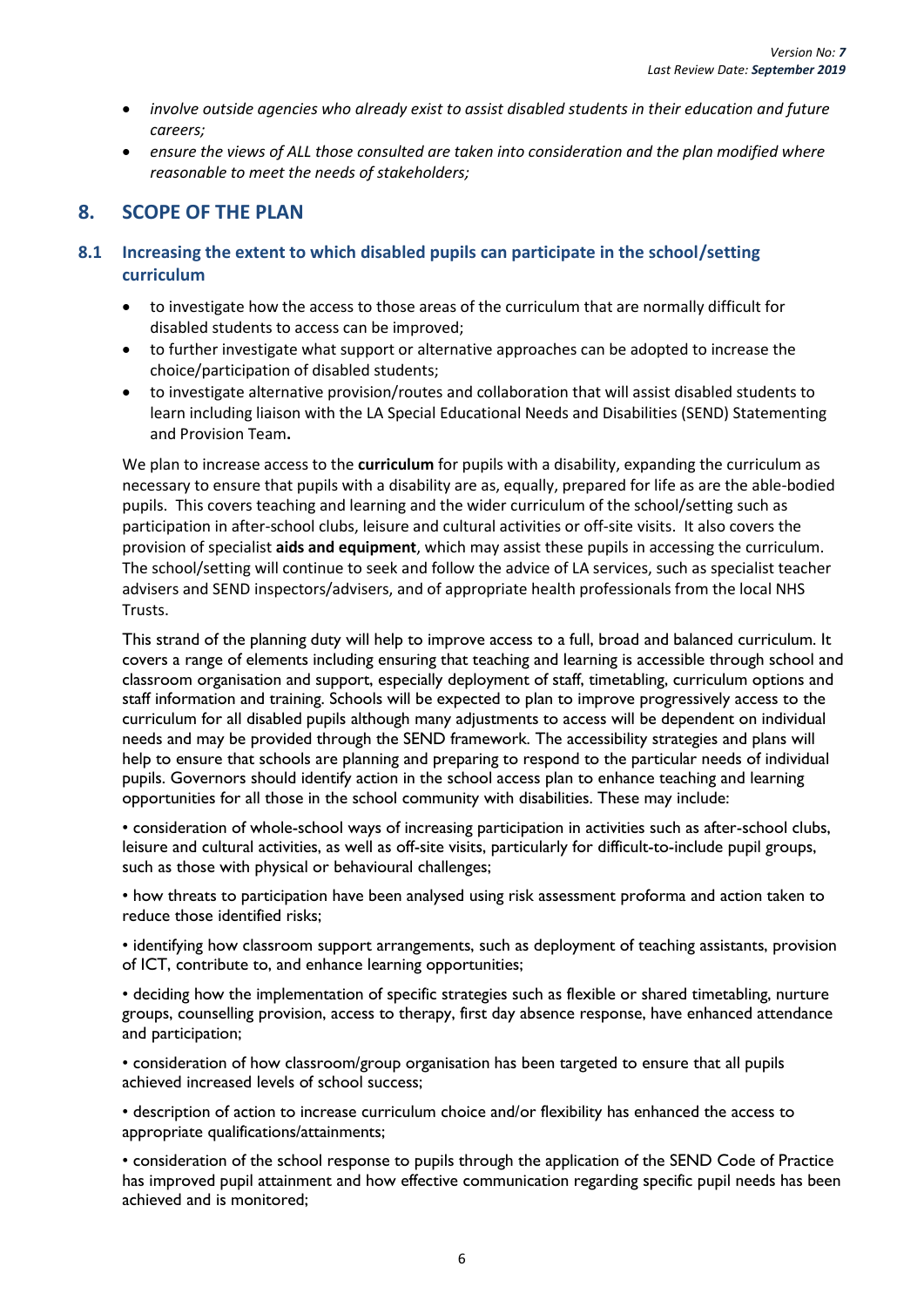- *involve outside agencies who already exist to assist disabled students in their education and future careers;*
- *ensure the views of ALL those consulted are taken into consideration and the plan modified where reasonable to meet the needs of stakeholders;*

## 8. SCOPE OF THE PLAN

### 8.1 Increasing the extent to which disabled pupils can participate in the school/setting curriculum

- to investigate how the access to those areas of the curriculum that are normally difficult for disabled students to access can be improved;
- to further investigate what support or alternative approaches can be adopted to increase the choice/participation of disabled students;
- to investigate alternative provision/routes and collaboration that will assist disabled students to learn including liaison with the LA Special Educational Needs and Disabilities (SEND) Statementing and Provision Team**.**

We plan to increase access to the **curriculum** for pupils with a disability, expanding the curriculum as necessary to ensure that pupils with a disability are as, equally, prepared for life as are the able-bodied pupils. This covers teaching and learning and the wider curriculum of the school/setting such as participation in after-school clubs, leisure and cultural activities or off-site visits. It also covers the provision of specialist **aids and equipment**, which may assist these pupils in accessing the curriculum. The school/setting will continue to seek and follow the advice of LA services, such as specialist teacher advisers and SEND inspectors/advisers, and of appropriate health professionals from the local NHS Trusts.

This strand of the planning duty will help to improve access to a full, broad and balanced curriculum. It covers a range of elements including ensuring that teaching and learning is accessible through school and classroom organisation and support, especially deployment of staff, timetabling, curriculum options and staff information and training. Schools will be expected to plan to improve progressively access to the curriculum for all disabled pupils although many adjustments to access will be dependent on individual needs and may be provided through the SEND framework. The accessibility strategies and plans will help to ensure that schools are planning and preparing to respond to the particular needs of individual pupils. Governors should identify action in the school access plan to enhance teaching and learning opportunities for all those in the school community with disabilities. These may include:

• consideration of whole-school ways of increasing participation in activities such as after-school clubs, leisure and cultural activities, as well as off-site visits, particularly for difficult-to-include pupil groups, such as those with physical or behavioural challenges;

• how threats to participation have been analysed using risk assessment proforma and action taken to reduce those identified risks;

• identifying how classroom support arrangements, such as deployment of teaching assistants, provision of ICT, contribute to, and enhance learning opportunities;

• deciding how the implementation of specific strategies such as flexible or shared timetabling, nurture groups, counselling provision, access to therapy, first day absence response, have enhanced attendance and participation;

• consideration of how classroom/group organisation has been targeted to ensure that all pupils achieved increased levels of school success;

• description of action to increase curriculum choice and/or flexibility has enhanced the access to appropriate qualifications/attainments;

• consideration of the school response to pupils through the application of the SEND Code of Practice has improved pupil attainment and how effective communication regarding specific pupil needs has been achieved and is monitored;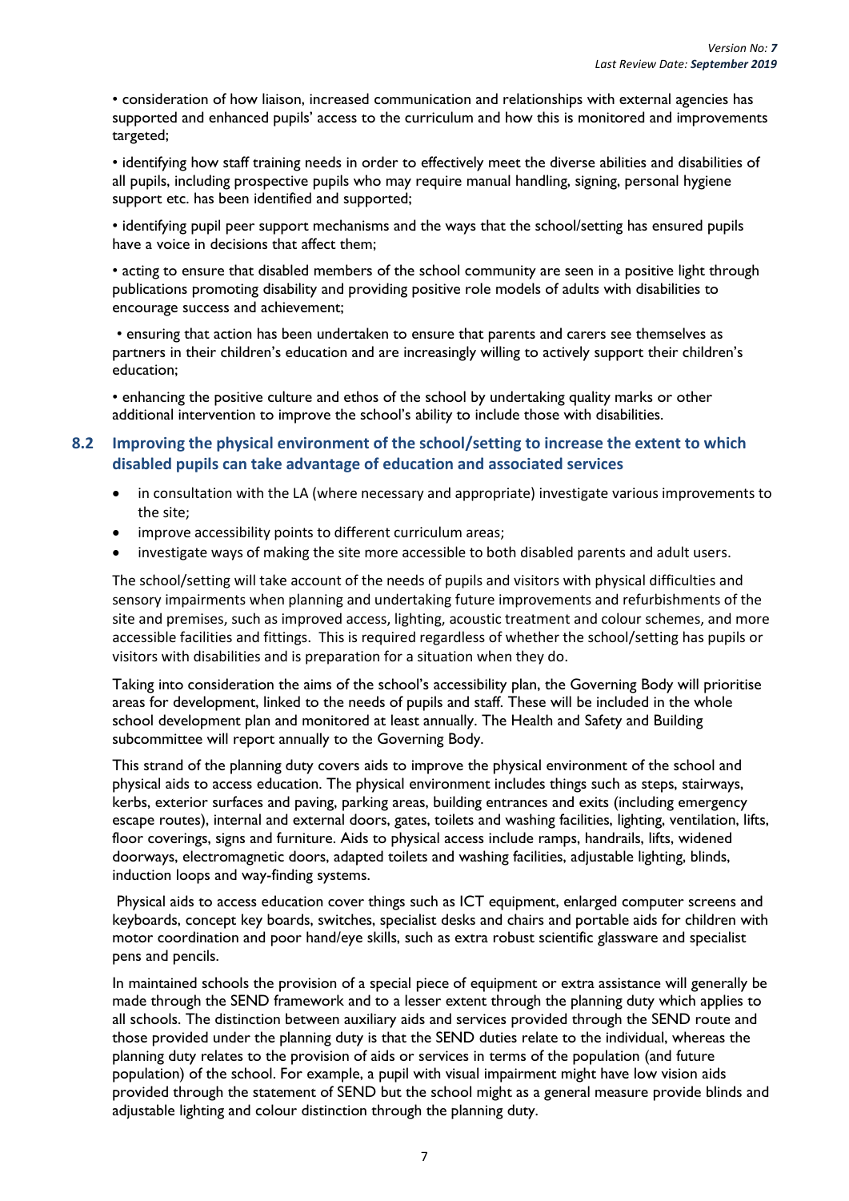• consideration of how liaison, increased communication and relationships with external agencies has supported and enhanced pupils' access to the curriculum and how this is monitored and improvements targeted;

• identifying how staff training needs in order to effectively meet the diverse abilities and disabilities of all pupils, including prospective pupils who may require manual handling, signing, personal hygiene support etc. has been identified and supported;

• identifying pupil peer support mechanisms and the ways that the school/setting has ensured pupils have a voice in decisions that affect them;

• acting to ensure that disabled members of the school community are seen in a positive light through publications promoting disability and providing positive role models of adults with disabilities to encourage success and achievement;

• ensuring that action has been undertaken to ensure that parents and carers see themselves as partners in their children's education and are increasingly willing to actively support their children's education;

• enhancing the positive culture and ethos of the school by undertaking quality marks or other additional intervention to improve the school's ability to include those with disabilities.

### 8.2 Improving the physical environment of the school/setting to increase the extent to which disabled pupils can take advantage of education and associated services

- in consultation with the LA (where necessary and appropriate) investigate various improvements to the site;
- improve accessibility points to different curriculum areas;
- investigate ways of making the site more accessible to both disabled parents and adult users.

The school/setting will take account of the needs of pupils and visitors with physical difficulties and sensory impairments when planning and undertaking future improvements and refurbishments of the site and premises, such as improved access, lighting, acoustic treatment and colour schemes, and more accessible facilities and fittings. This is required regardless of whether the school/setting has pupils or visitors with disabilities and is preparation for a situation when they do.

Taking into consideration the aims of the school's accessibility plan, the Governing Body will prioritise areas for development, linked to the needs of pupils and staff. These will be included in the whole school development plan and monitored at least annually. The Health and Safety and Building subcommittee will report annually to the Governing Body.

This strand of the planning duty covers aids to improve the physical environment of the school and physical aids to access education. The physical environment includes things such as steps, stairways, kerbs, exterior surfaces and paving, parking areas, building entrances and exits (including emergency escape routes), internal and external doors, gates, toilets and washing facilities, lighting, ventilation, lifts, floor coverings, signs and furniture. Aids to physical access include ramps, handrails, lifts, widened doorways, electromagnetic doors, adapted toilets and washing facilities, adjustable lighting, blinds, induction loops and way-finding systems.

Physical aids to access education cover things such as ICT equipment, enlarged computer screens and keyboards, concept key boards, switches, specialist desks and chairs and portable aids for children with motor coordination and poor hand/eye skills, such as extra robust scientific glassware and specialist pens and pencils.

In maintained schools the provision of a special piece of equipment or extra assistance will generally be made through the SEND framework and to a lesser extent through the planning duty which applies to all schools. The distinction between auxiliary aids and services provided through the SEND route and those provided under the planning duty is that the SEND duties relate to the individual, whereas the planning duty relates to the provision of aids or services in terms of the population (and future population) of the school. For example, a pupil with visual impairment might have low vision aids provided through the statement of SEND but the school might as a general measure provide blinds and adjustable lighting and colour distinction through the planning duty.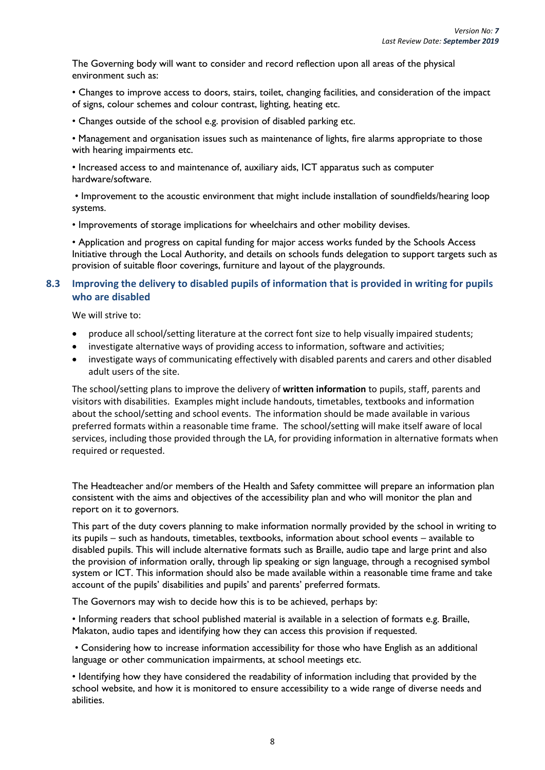The Governing body will want to consider and record reflection upon all areas of the physical environment such as:

• Changes to improve access to doors, stairs, toilet, changing facilities, and consideration of the impact of signs, colour schemes and colour contrast, lighting, heating etc.

• Changes outside of the school e.g. provision of disabled parking etc.

• Management and organisation issues such as maintenance of lights, fire alarms appropriate to those with hearing impairments etc.

• Increased access to and maintenance of, auxiliary aids, ICT apparatus such as computer hardware/software.

• Improvement to the acoustic environment that might include installation of soundfields/hearing loop systems.

• Improvements of storage implications for wheelchairs and other mobility devises.

• Application and progress on capital funding for major access works funded by the Schools Access Initiative through the Local Authority, and details on schools funds delegation to support targets such as provision of suitable floor coverings, furniture and layout of the playgrounds.

## 8.3 Improving the delivery to disabled pupils of information that is provided in writing for pupils who are disabled

We will strive to:

- produce all school/setting literature at the correct font size to help visually impaired students;
- investigate alternative ways of providing access to information, software and activities;
- investigate ways of communicating effectively with disabled parents and carers and other disabled adult users of the site.

The school/setting plans to improve the delivery of **written information** to pupils, staff, parents and visitors with disabilities. Examples might include handouts, timetables, textbooks and information about the school/setting and school events. The information should be made available in various preferred formats within a reasonable time frame. The school/setting will make itself aware of local services, including those provided through the LA, for providing information in alternative formats when required or requested.

The Headteacher and/or members of the Health and Safety committee will prepare an information plan consistent with the aims and objectives of the accessibility plan and who will monitor the plan and report on it to governors.

This part of the duty covers planning to make information normally provided by the school in writing to its pupils – such as handouts, timetables, textbooks, information about school events – available to disabled pupils. This will include alternative formats such as Braille, audio tape and large print and also the provision of information orally, through lip speaking or sign language, through a recognised symbol system or ICT. This information should also be made available within a reasonable time frame and take account of the pupils' disabilities and pupils' and parents' preferred formats.

The Governors may wish to decide how this is to be achieved, perhaps by:

• Informing readers that school published material is available in a selection of formats e.g. Braille, Makaton, audio tapes and identifying how they can access this provision if requested.

• Considering how to increase information accessibility for those who have English as an additional language or other communication impairments, at school meetings etc.

• Identifying how they have considered the readability of information including that provided by the school website, and how it is monitored to ensure accessibility to a wide range of diverse needs and abilities.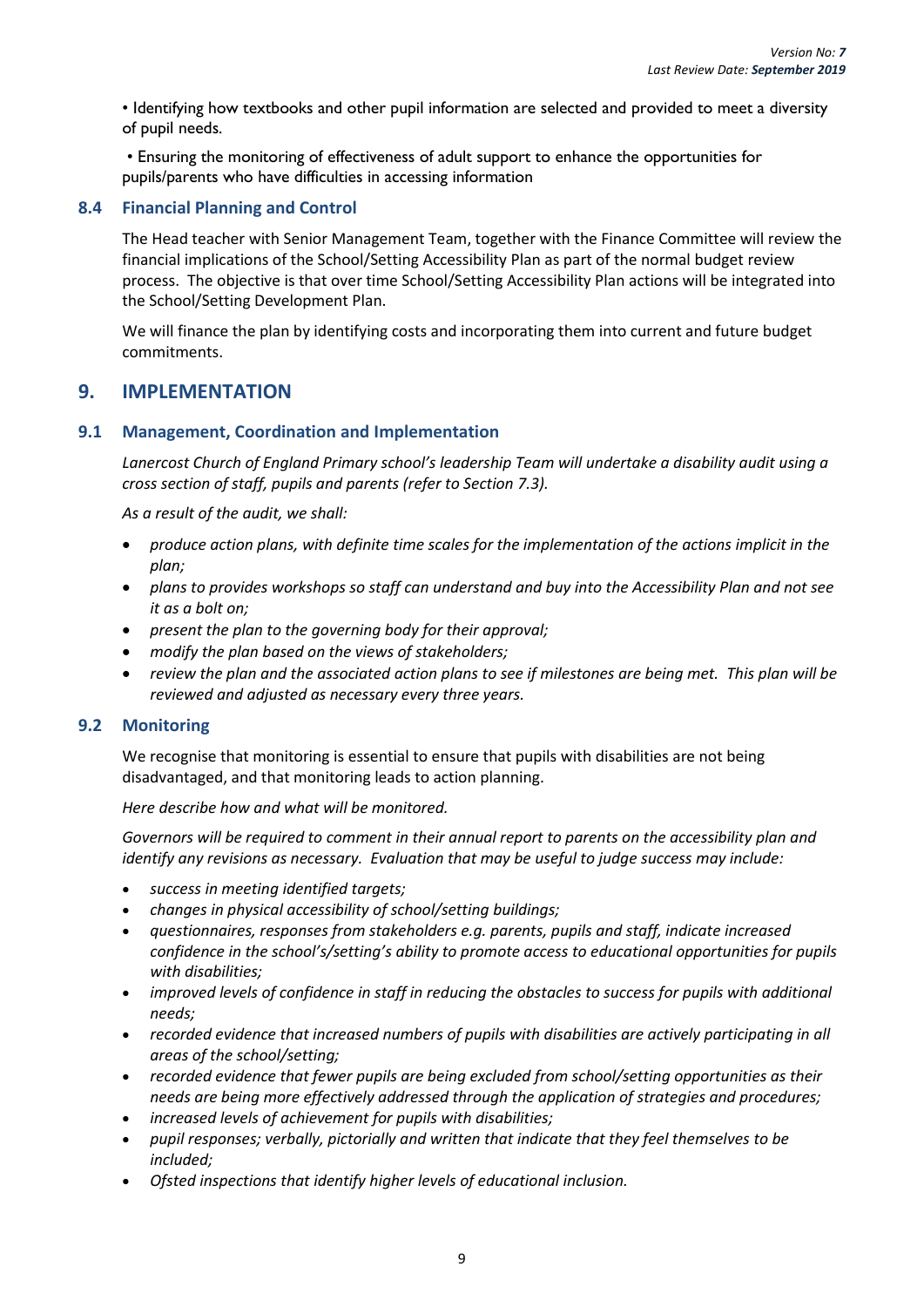• Identifying how textbooks and other pupil information are selected and provided to meet a diversity of pupil needs.

• Ensuring the monitoring of effectiveness of adult support to enhance the opportunities for pupils/parents who have difficulties in accessing information

### 8.4 Financial Planning and Control

The Head teacher with Senior Management Team, together with the Finance Committee will review the financial implications of the School/Setting Accessibility Plan as part of the normal budget review process. The objective is that over time School/Setting Accessibility Plan actions will be integrated into the School/Setting Development Plan.

We will finance the plan by identifying costs and incorporating them into current and future budget commitments.

## 9. IMPLEMENTATION

### 9.1 Management, Coordination and Implementation

*Lanercost Church of England Primary school's leadership Team will undertake a disability audit using a cross section of staff, pupils and parents (refer to Section 7.3).*

*As a result of the audit, we shall:*

- *produce action plans, with definite time scales for the implementation of the actions implicit in the plan;*
- *plans to provides workshops so staff can understand and buy into the Accessibility Plan and not see it as a bolt on;*
- *present the plan to the governing body for their approval;*
- *modify the plan based on the views of stakeholders;*
- *review the plan and the associated action plans to see if milestones are being met. This plan will be reviewed and adjusted as necessary every three years.*

### 9.2 Monitoring

We recognise that monitoring is essential to ensure that pupils with disabilities are not being disadvantaged, and that monitoring leads to action planning.

*Here describe how and what will be monitored.*

*Governors will be required to comment in their annual report to parents on the accessibility plan and identify any revisions as necessary. Evaluation that may be useful to judge success may include:*

- *success in meeting identified targets;*
- *changes in physical accessibility of school/setting buildings;*
- *questionnaires, responses from stakeholders e.g. parents, pupils and staff, indicate increased confidence in the school's/setting's ability to promote access to educational opportunities for pupils with disabilities;*
- *improved levels of confidence in staff in reducing the obstacles to success for pupils with additional needs;*
- *recorded evidence that increased numbers of pupils with disabilities are actively participating in all areas of the school/setting;*
- *recorded evidence that fewer pupils are being excluded from school/setting opportunities as their needs are being more effectively addressed through the application of strategies and procedures;*
- *increased levels of achievement for pupils with disabilities;*
- *pupil responses; verbally, pictorially and written that indicate that they feel themselves to be included;*
- *Ofsted inspections that identify higher levels of educational inclusion.*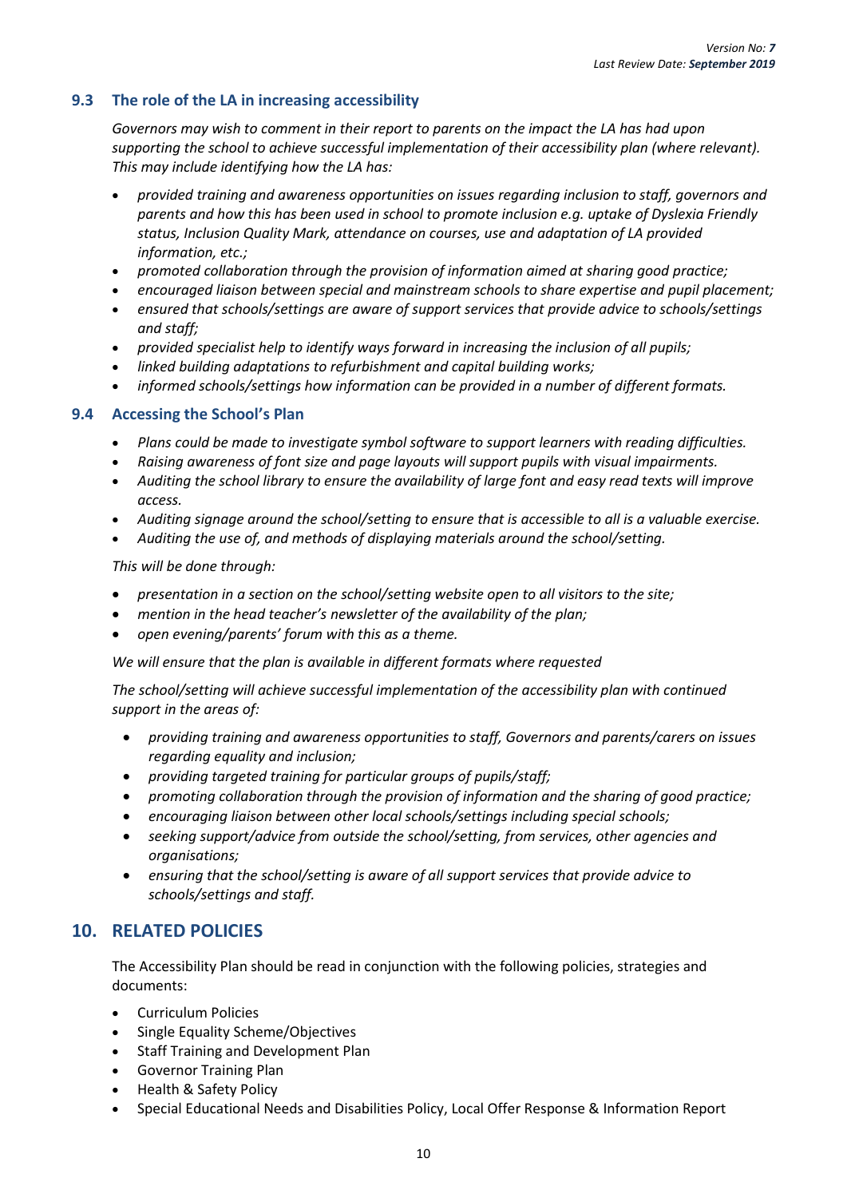### 9.3 The role of the LA in increasing accessibility

*Governors may wish to comment in their report to parents on the impact the LA has had upon supporting the school to achieve successful implementation of their accessibility plan (where relevant). This may include identifying how the LA has:*

- *provided training and awareness opportunities on issues regarding inclusion to staff, governors and parents and how this has been used in school to promote inclusion e.g. uptake of Dyslexia Friendly status, Inclusion Quality Mark, attendance on courses, use and adaptation of LA provided information, etc.;*
- *promoted collaboration through the provision of information aimed at sharing good practice;*
- *encouraged liaison between special and mainstream schools to share expertise and pupil placement;*
- *ensured that schools/settings are aware of support services that provide advice to schools/settings and staff;*
- *provided specialist help to identify ways forward in increasing the inclusion of all pupils;*
- *linked building adaptations to refurbishment and capital building works;*
- *informed schools/settings how information can be provided in a number of different formats.*

### 9.4 Accessing the School's Plan

- *Plans could be made to investigate symbol software to support learners with reading difficulties.*
- *Raising awareness of font size and page layouts will support pupils with visual impairments.*
- *Auditing the school library to ensure the availability of large font and easy read texts will improve access.*
- *Auditing signage around the school/setting to ensure that is accessible to all is a valuable exercise.*
- *Auditing the use of, and methods of displaying materials around the school/setting.*

*This will be done through:*

- *presentation in a section on the school/setting website open to all visitors to the site;*
- *mention in the head teacher's newsletter of the availability of the plan;*
- *open evening/parents' forum with this as a theme.*

*We will ensure that the plan is available in different formats where requested*

*The school/setting will achieve successful implementation of the accessibility plan with continued support in the areas of:*

- *providing training and awareness opportunities to staff, Governors and parents/carers on issues regarding equality and inclusion;*
- *providing targeted training for particular groups of pupils/staff;*
- *promoting collaboration through the provision of information and the sharing of good practice;*
- *encouraging liaison between other local schools/settings including special schools;*
- *seeking support/advice from outside the school/setting, from services, other agencies and organisations;*
- *ensuring that the school/setting is aware of all support services that provide advice to schools/settings and staff.*

## 10. RELATED POLICIES

The Accessibility Plan should be read in conjunction with the following policies, strategies and documents:

- Curriculum Policies
- Single Equality Scheme/Objectives
- Staff Training and Development Plan
- Governor Training Plan
- Health & Safety Policy
- Special Educational Needs and Disabilities Policy, Local Offer Response & Information Report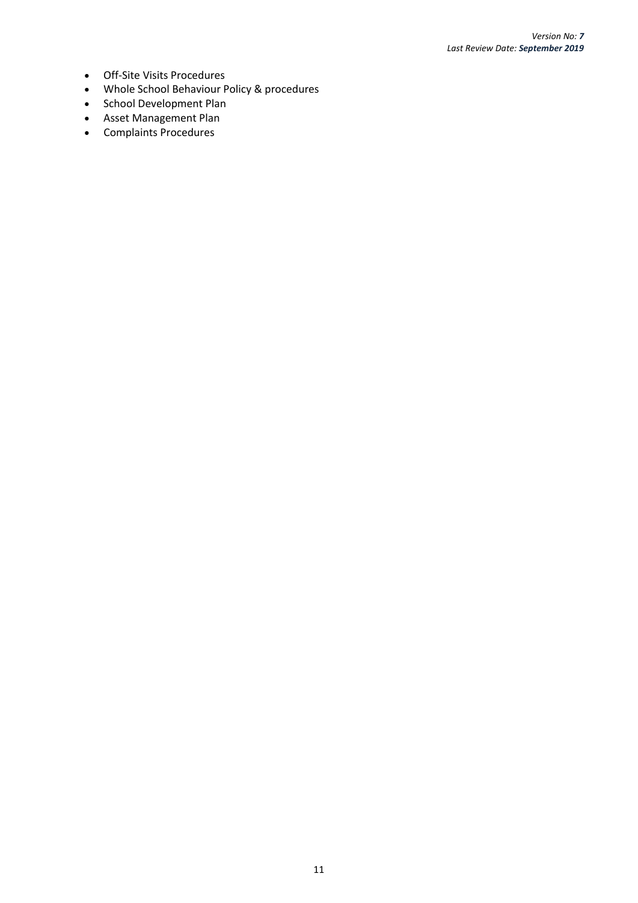- Off-Site Visits Procedures
- Whole School Behaviour Policy & procedures
- School Development Plan
- Asset Management Plan
- Complaints Procedures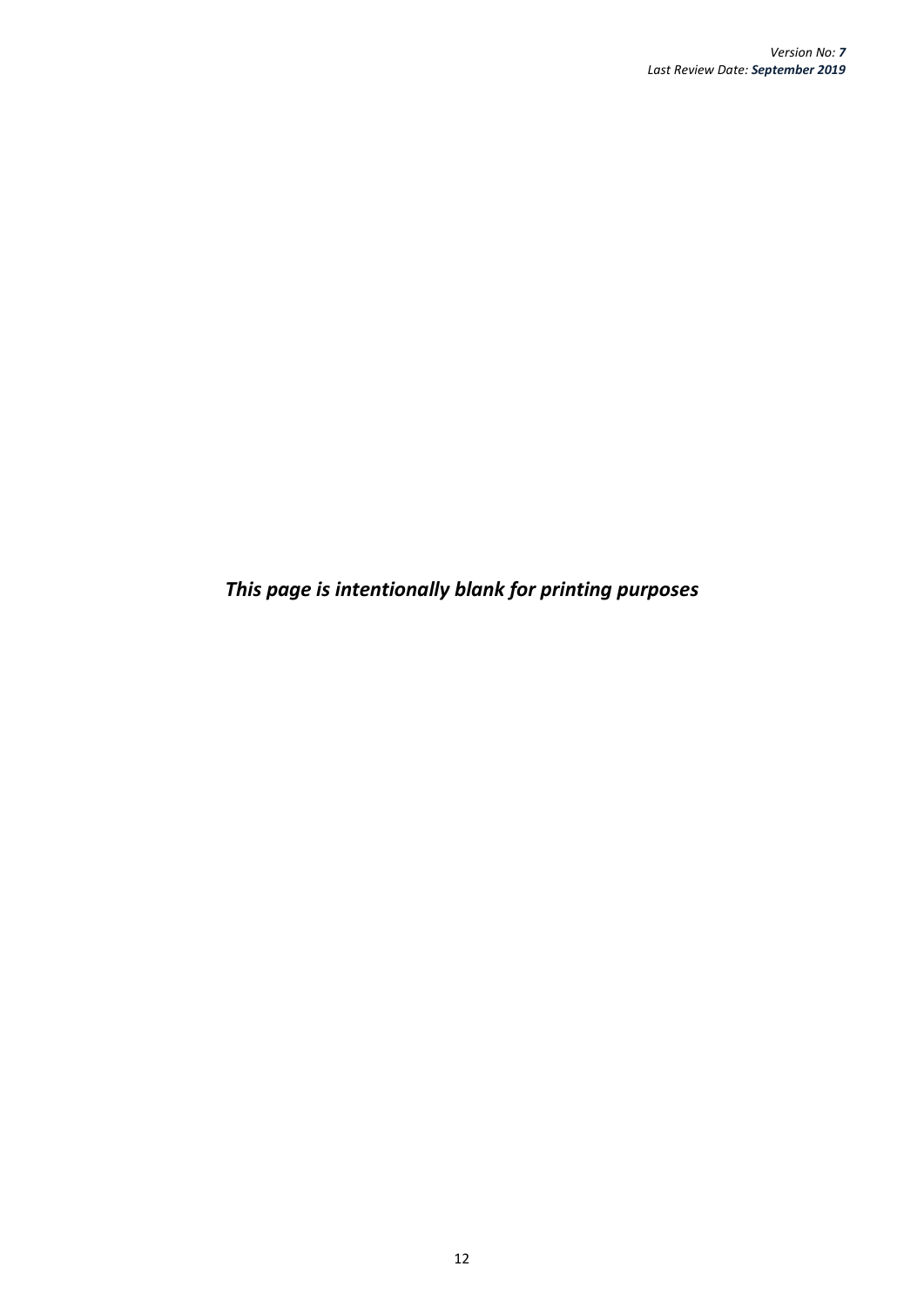*This page is intentionally blank for printing purposes*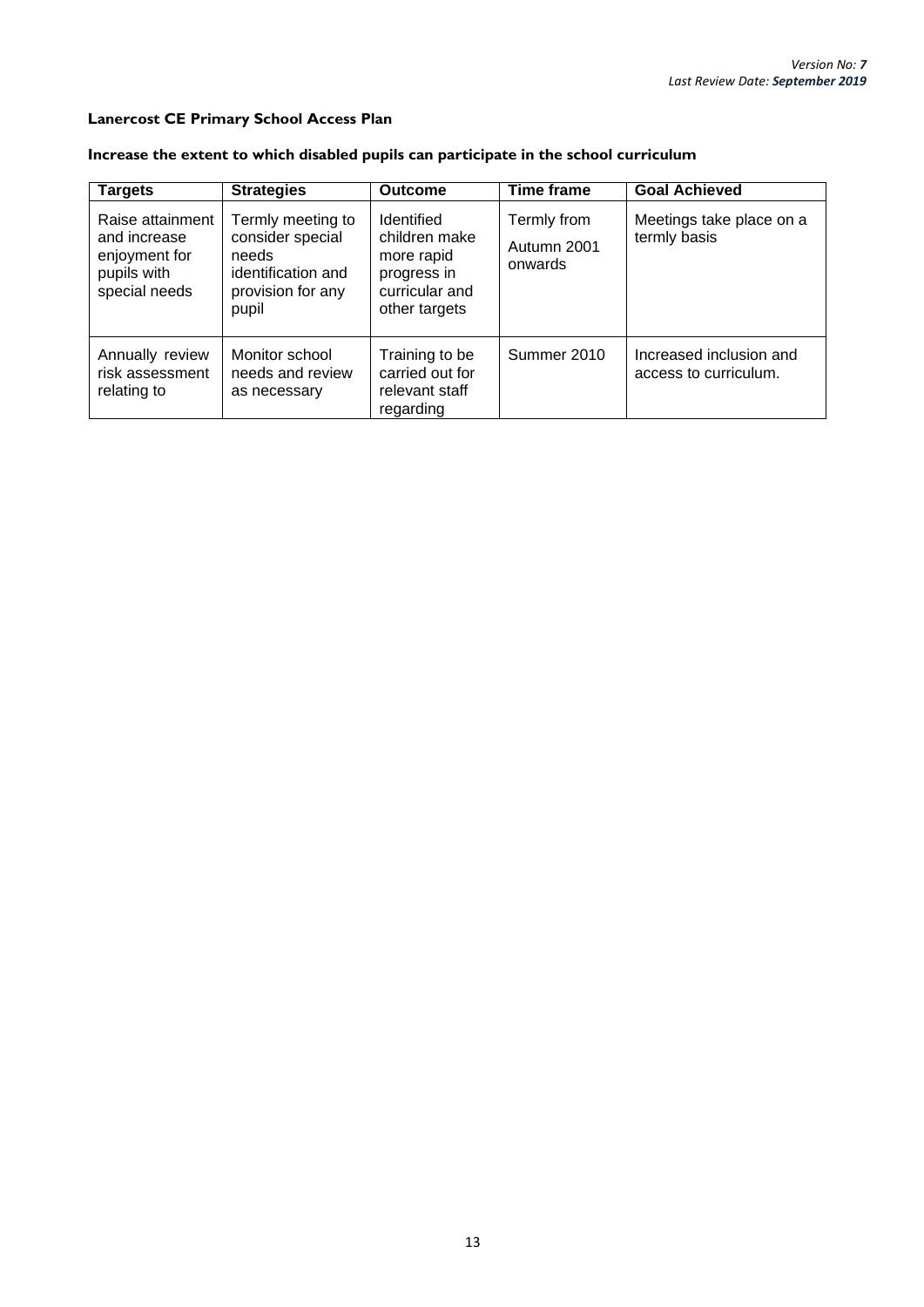**Lanercost CE Primary School Access Plan**

**Increase the extent to which disabled pupils can participate in the school curriculum**

| Targets | Strategies | Outcome | Time frame | Goal Achieved |
|---|---|---|---|---|
| Raise attainment and increase enjoyment for pupils with special needs | Termly meeting to consider special needs identification and provision for any pupil | Identified children make more rapid progress in curricular and other targets | Termly from Autumn 2001 onwards | Meetings take place on a termly basis |
| Annually review risk assessment relating to | Monitor school needs and review as necessary | Training to be carried out for relevant staff regarding | Summer 2010 | Increased inclusion and access to curriculum. |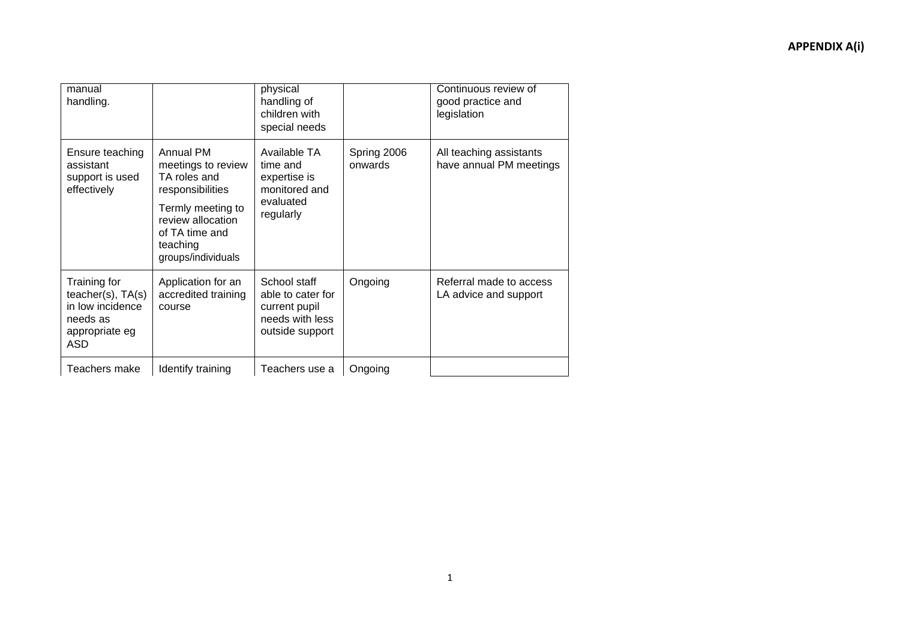**APPENDIX A(i)**

| | | | | |
|---|---|---|---|---|
| manual handling. | | physical handling of children with special needs | | Continuous review of good practice and legislation |
| Ensure teaching assistant support is used effectively | Annual PM meetings to review TA roles and responsibilities<br>Termly meeting to review allocation of TA time and teaching groups/individuals | Available TA time and expertise is monitored and evaluated regularly | Spring 2006 onwards | All teaching assistants have annual PM meetings |
| Training for teacher(s), TA(s) in low incidence needs as appropriate eg ASD | Application for an accredited training course | School staff able to cater for current pupil needs with less outside support | Ongoing | Referral made to access LA advice and support |
| Teachers make | Identify training | Teachers use a | Ongoing | |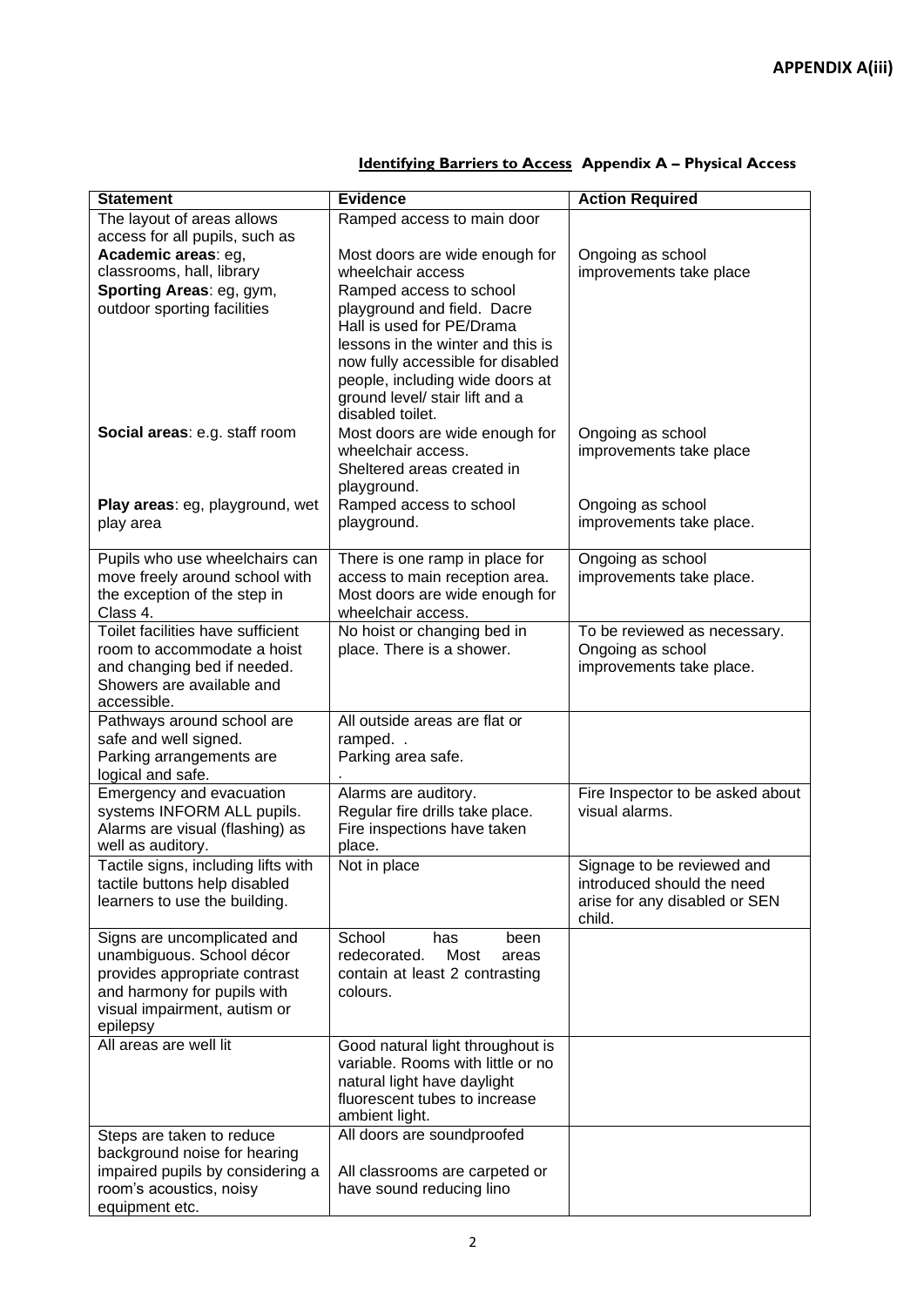**APPENDIX A(iii)**

**Identifying Barriers to Access Appendix A – Physical Access**

| Statement | Evidence | Action Required |
|---|---|---|
| The layout of areas allows access for all pupils, such as<br>**Academic areas**: eg, classrooms, hall, library<br>**Sporting Areas**: eg, gym, outdoor sporting facilities | Ramped access to main door<br><br>Most doors are wide enough for wheelchair access<br>Ramped access to school playground and field. Dacre Hall is used for PE/Drama lessons in the winter and this is now fully accessible for disabled people, including wide doors at ground level/ stair lift and a disabled toilet. | Ongoing as school improvements take place |
| **Social areas**: e.g. staff room | Most doors are wide enough for wheelchair access.<br>Sheltered areas created in playground. | Ongoing as school improvements take place |
| **Play areas**: eg, playground, wet play area | Ramped access to school playground. | Ongoing as school improvements take place. |
| Pupils who use wheelchairs can move freely around school with the exception of the step in Class 4. | There is one ramp in place for access to main reception area. Most doors are wide enough for wheelchair access. | Ongoing as school improvements take place. |
| Toilet facilities have sufficient room to accommodate a hoist and changing bed if needed. Showers are available and accessible. | No hoist or changing bed in place. There is a shower. | To be reviewed as necessary. Ongoing as school improvements take place. |
| Pathways around school are safe and well signed.<br>Parking arrangements are logical and safe. | All outside areas are flat or ramped. .<br>Parking area safe.<br>. | |
| Emergency and evacuation systems INFORM ALL pupils. Alarms are visual (flashing) as well as auditory. | Alarms are auditory.<br>Regular fire drills take place.<br>Fire inspections have taken place. | Fire Inspector to be asked about visual alarms. |
| Tactile signs, including lifts with tactile buttons help disabled learners to use the building. | Not in place | Signage to be reviewed and introduced should the need arise for any disabled or SEN child. |
| Signs are uncomplicated and unambiguous. School décor provides appropriate contrast and harmony for pupils with visual impairment, autism or epilepsy | School has been redecorated. Most areas contain at least 2 contrasting colours. | |
| All areas are well lit | Good natural light throughout is variable. Rooms with little or no natural light have daylight fluorescent tubes to increase ambient light. | |
| Steps are taken to reduce background noise for hearing impaired pupils by considering a room's acoustics, noisy equipment etc. | All doors are soundproofed<br><br>All classrooms are carpeted or have sound reducing lino | |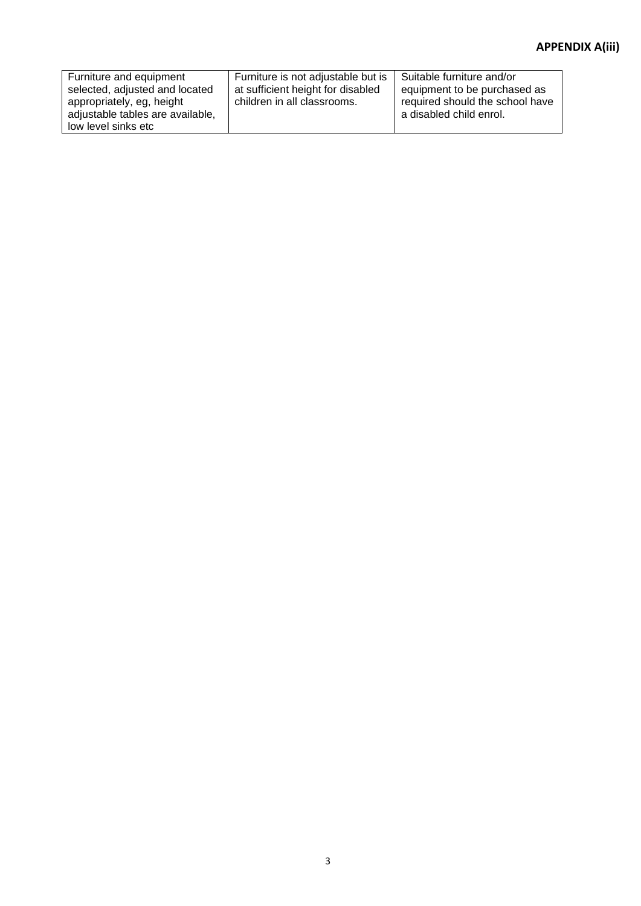| Furniture and equipment selected, adjusted and located appropriately, eg, height adjustable tables are available, low level sinks etc | Furniture is not adjustable but is at sufficient height for disabled children in all classrooms. | Suitable furniture and/or equipment to be purchased as required should the school have a disabled child enrol. |
|---|---|---|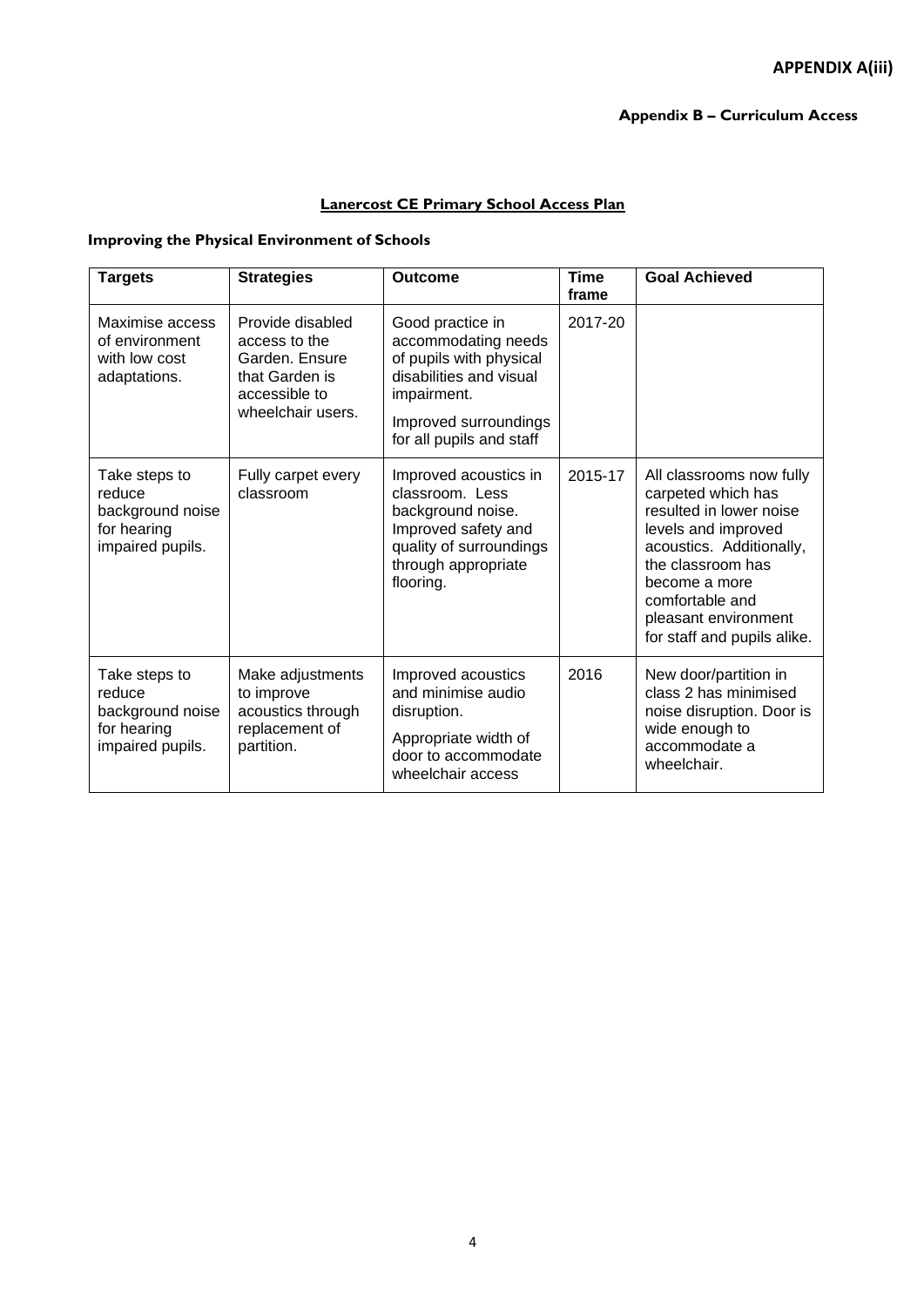**APPENDIX A(iii)**

**Appendix B – Curriculum Access**

## Lanercost CE Primary School Access Plan

### Improving the Physical Environment of Schools

| Targets | Strategies | Outcome | Time frame | Goal Achieved |
|---|---|---|---|---|
| Maximise access of environment with low cost adaptations. | Provide disabled access to the Garden. Ensure that Garden is accessible to wheelchair users. | Good practice in accommodating needs of pupils with physical disabilities and visual impairment.<br><br>Improved surroundings for all pupils and staff | 2017-20 | |
| Take steps to reduce background noise for hearing impaired pupils. | Fully carpet every classroom | Improved acoustics in classroom. Less background noise. Improved safety and quality of surroundings through appropriate flooring. | 2015-17 | All classrooms now fully carpeted which has resulted in lower noise levels and improved acoustics. Additionally, the classroom has become a more comfortable and pleasant environment for staff and pupils alike. |
| Take steps to reduce background noise for hearing impaired pupils. | Make adjustments to improve acoustics through replacement of partition. | Improved acoustics and minimise audio disruption.<br><br>Appropriate width of door to accommodate wheelchair access | 2016 | New door/partition in class 2 has minimised noise disruption. Door is wide enough to accommodate a wheelchair. |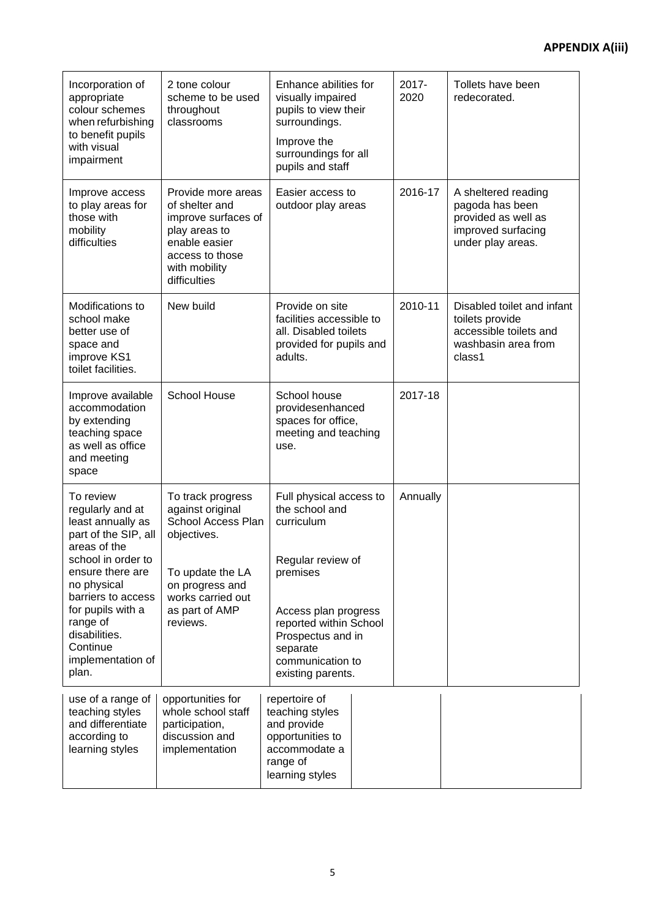**APPENDIX A(iii)**

| | | | | |
|---|---|---|---|---|
| Incorporation of appropriate colour schemes when refurbishing to benefit pupils with visual impairment | 2 tone colour scheme to be used throughout classrooms | Enhance abilities for visually impaired pupils to view their surroundings.<br><br>Improve the surroundings for all pupils and staff | 2017-2020 | Tollets have been redecorated. |
| Improve access to play areas for those with mobility difficulties | Provide more areas of shelter and improve surfaces of play areas to enable easier access to those with mobility difficulties | Easier access to outdoor play areas | 2016-17 | A sheltered reading pagoda has been provided as well as improved surfacing under play areas. |
| Modifications to school make better use of space and improve KS1 toilet facilities. | New build | Provide on site facilities accessible to all. Disabled toilets provided for pupils and adults. | 2010-11 | Disabled toilet and infant toilets provide accessible toilets and washbasin area from class1 |
| Improve available accommodation by extending teaching space as well as office and meeting space | School House | School house providesenhanced spaces for office, meeting and teaching use. | 2017-18 | |
| To review regularly and at least annually as part of the SIP, all areas of the school in order to ensure there are no physical barriers to access for pupils with a range of disabilities. Continue implementation of plan. | To track progress against original School Access Plan objectives.<br><br>To update the LA on progress and works carried out as part of AMP reviews. | Full physical access to the school and curriculum<br><br>Regular review of premises<br><br>Access plan progress reported within School Prospectus and in separate communication to existing parents. | Annually | |
| use of a range of teaching styles and differentiate according to learning styles | opportunities for whole school staff participation, discussion and implementation | repertoire of teaching styles and provide opportunities to accommodate a range of learning styles | | |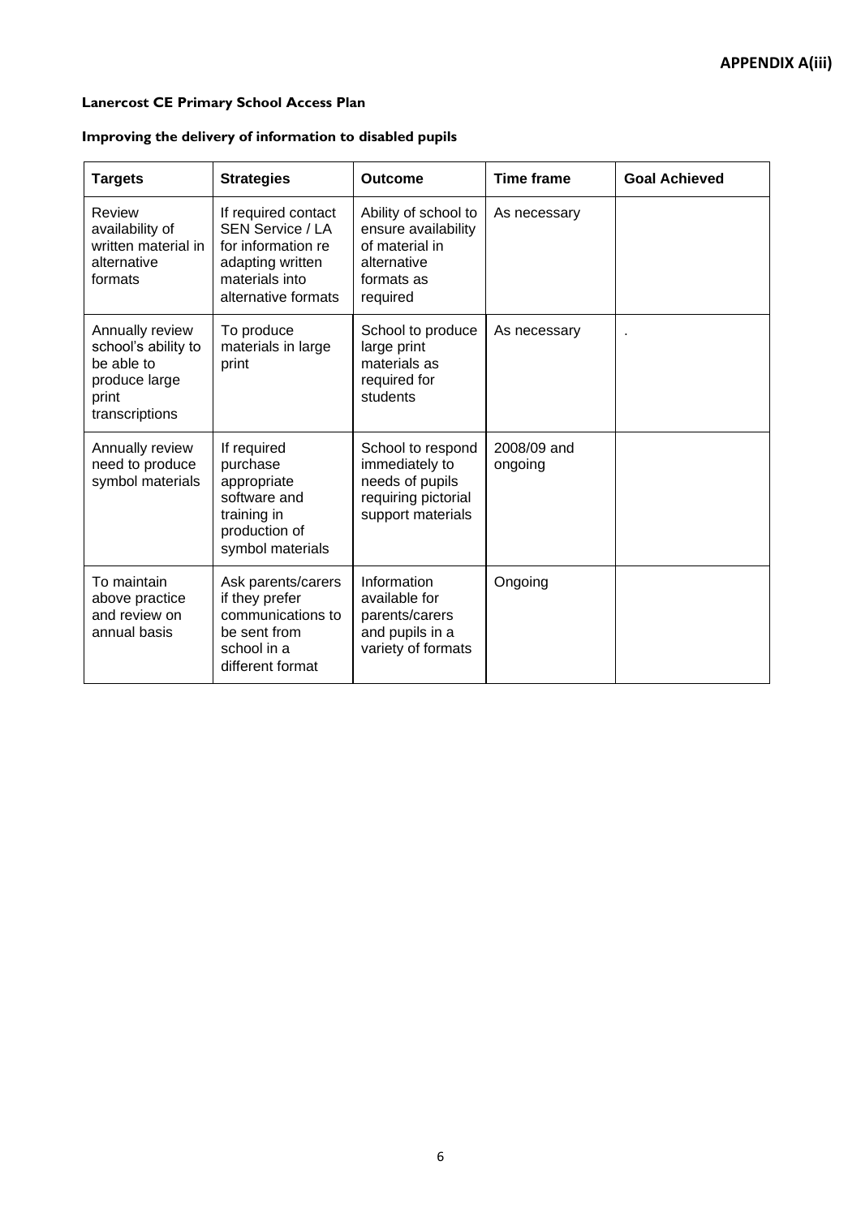**APPENDIX A(iii)**

**Lanercost CE Primary School Access Plan**

**Improving the delivery of information to disabled pupils**

| Targets | Strategies | Outcome | Time frame | Goal Achieved |
|---|---|---|---|---|
| Review availability of written material in alternative formats | If required contact SEN Service / LA for information re adapting written materials into alternative formats | Ability of school to ensure availability of material in alternative formats as required | As necessary | |
| Annually review school's ability to be able to produce large print transcriptions | To produce materials in large print | School to produce large print materials as required for students | As necessary | . |
| Annually review need to produce symbol materials | If required purchase appropriate software and training in production of symbol materials | School to respond immediately to needs of pupils requiring pictorial support materials | 2008/09 and ongoing | |
| To maintain above practice and review on annual basis | Ask parents/carers if they prefer communications to be sent from school in a different format | Information available for parents/carers and pupils in a variety of formats | Ongoing | |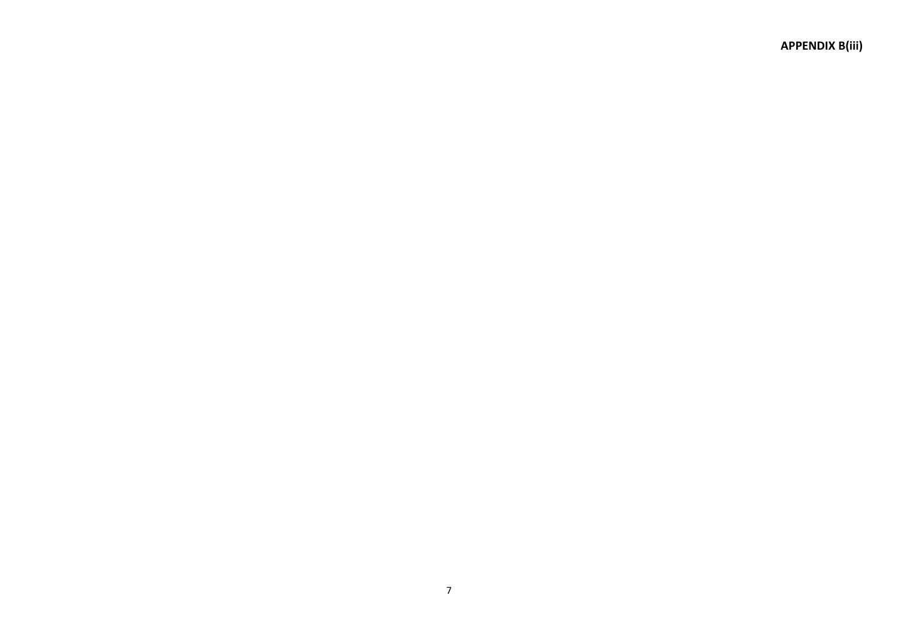**APPENDIX B(iii)**